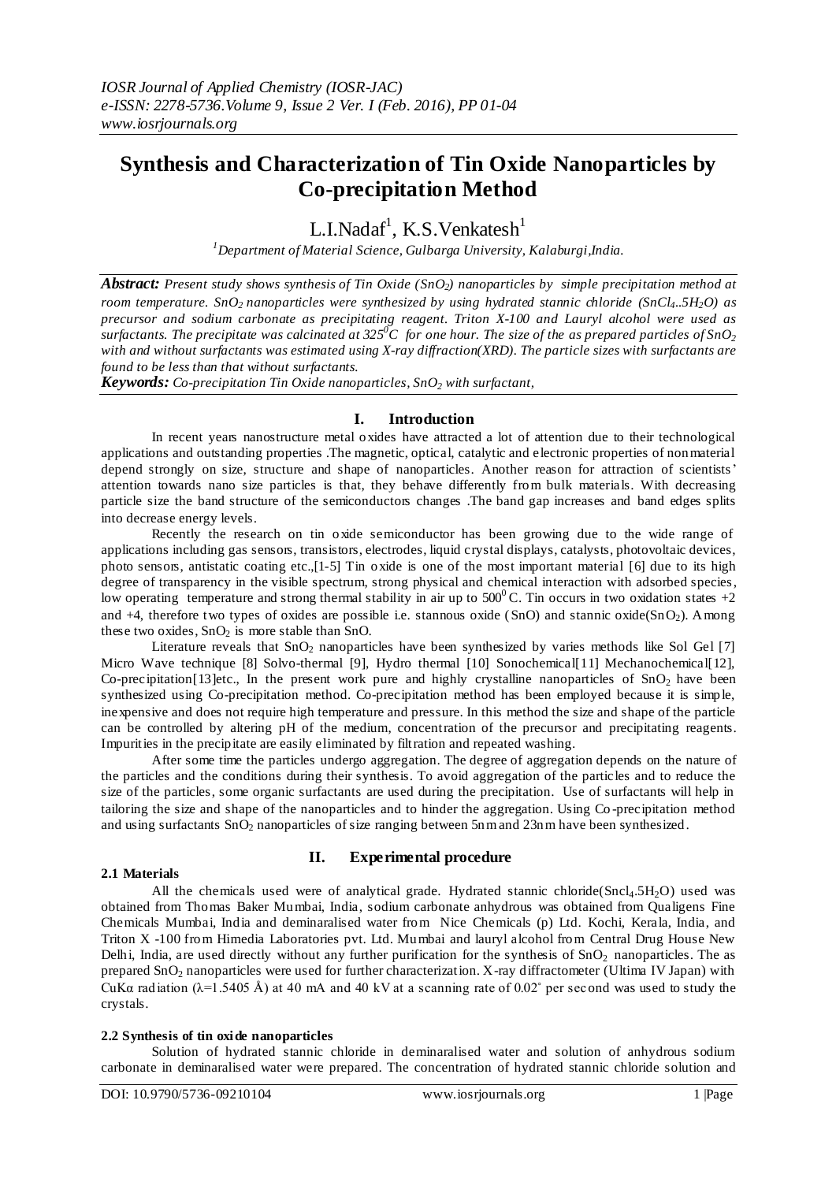# Synthesis and Characterization of Tin Oxide Nanoparticles by Co-precipitation Method

L.I.Nadaf[1], K.S.Venkatesh[1]

[1]*Department of Material Science, Gulbarga University, Kalaburgi,India.*

***Abstract:*** *Present study shows synthesis of Tin Oxide ($SnO_2$) nanoparticles by simple precipitation method at room temperature. $SnO_2$ nanoparticles were synthesized by using hydrated stannic chloride ($SnCl_4..5H_2O$) as precursor and sodium carbonate as precipitating reagent. Triton X-100 and Lauryl alcohol were used as surfactants. The precipitate was calcinated at $325^0C$ for one hour. The size of the as prepared particles of $SnO_2$ with and without surfactants was estimated using X-ray diffraction(XRD). The particle sizes with surfactants are found to be less than that without surfactants.*

***Keywords:*** *Co-precipitation Tin Oxide nanoparticles, $SnO_2$ with surfactant,*

## I. Introduction

In recent years nanostructure metal oxides have attracted a lot of attention due to their technological applications and outstanding properties .The magnetic, optical, catalytic and electronic properties of nonmaterial depend strongly on size, structure and shape of nanoparticles. Another reason for attraction of scientists' attention towards nano size particles is that, they behave differently from bulk materials. With decreasing particle size the band structure of the semiconductors changes .The band gap increases and band edges splits into decrease energy levels.

Recently the research on tin oxide semiconductor has been growing due to the wide range of applications including gas sensors, transistors, electrodes, liquid crystal displays, catalysts, photovoltaic devices, photo sensors, antistatic coating etc.,[1-5] Tin oxide is one of the most important material [6] due to its high degree of transparency in the visible spectrum, strong physical and chemical interaction with adsorbed species, low operating temperature and strong thermal stability in air up to $500^0$ C. Tin occurs in two oxidation states +2 and +4, therefore two types of oxides are possible i.e. stannous oxide (SnO) and stannic oxide($SnO_2$). Among these two oxides, $SnO_2$ is more stable than SnO.

Literature reveals that $SnO_2$ nanoparticles have been synthesized by varies methods like Sol Gel [7] Micro Wave technique [8] Solvo-thermal [9], Hydro thermal [10] Sonochemical[11] Mechanochemical[12], Co-precipitation[13]etc., In the present work pure and highly crystalline nanoparticles of $SnO_2$ have been synthesized using Co-precipitation method. Co-precipitation method has been employed because it is simple, inexpensive and does not require high temperature and pressure. In this method the size and shape of the particle can be controlled by altering pH of the medium, concentration of the precursor and precipitating reagents. Impurities in the precipitate are easily eliminated by filtration and repeated washing.

After some time the particles undergo aggregation. The degree of aggregation depends on the nature of the particles and the conditions during their synthesis. To avoid aggregation of the particles and to reduce the size of the particles, some organic surfactants are used during the precipitation. Use of surfactants will help in tailoring the size and shape of the nanoparticles and to hinder the aggregation. Using Co-precipitation method and using surfactants $SnO_2$ nanoparticles of size ranging between 5nm and 23nm have been synthesized.

## II. Experimental procedure

### 2.1 Materials

All the chemicals used were of analytical grade. Hydrated stannic chloride($Sncl_4.5H_2O$) used was obtained from Thomas Baker Mumbai, India, sodium carbonate anhydrous was obtained from Qualigens Fine Chemicals Mumbai, India and deminaralised water from Nice Chemicals (p) Ltd. Kochi, Kerala, India, and Triton X -100 from Himedia Laboratories pvt. Ltd. Mumbai and lauryl alcohol from Central Drug House New Delhi, India, are used directly without any further purification for the synthesis of $SnO_2$ nanoparticles. The as prepared $SnO_2$ nanoparticles were used for further characterization. X-ray diffractometer (Ultima IV Japan) with CuKα radiation (λ=1.5405 Å) at 40 mA and 40 kV at a scanning rate of 0.02° per second was used to study the crystals.

### 2.2 Synthesis of tin oxide nanoparticles

Solution of hydrated stannic chloride in deminaralised water and solution of anhydrous sodium carbonate in deminaralised water were prepared. The concentration of hydrated stannic chloride solution and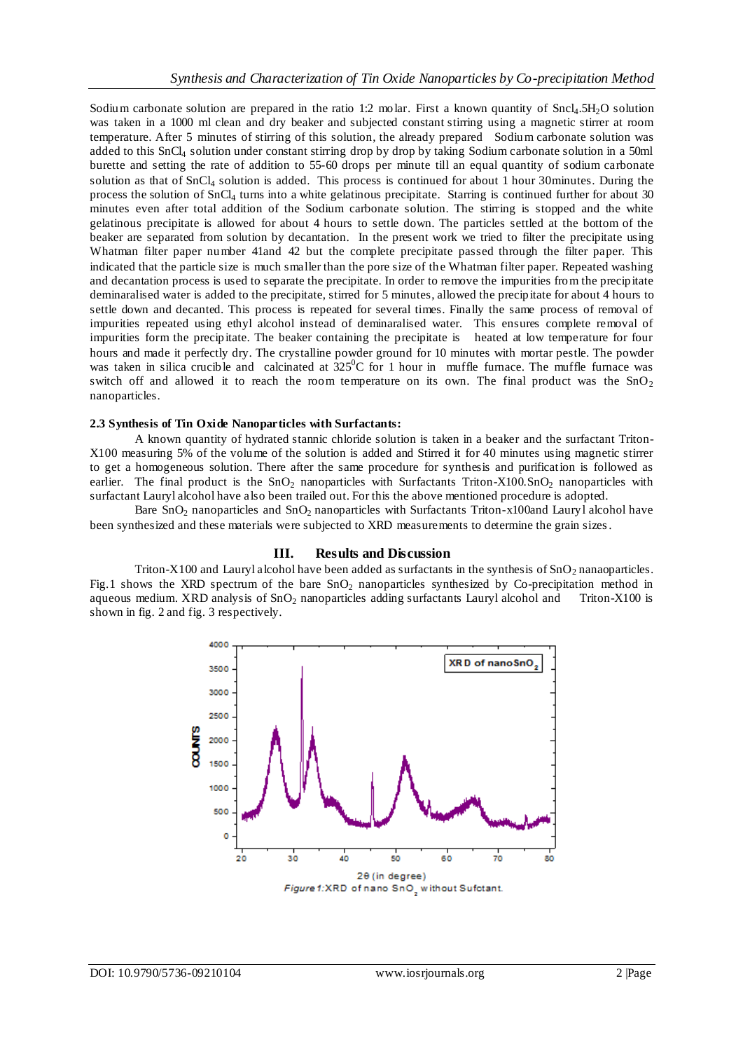Sodium carbonate solution are prepared in the ratio 1:2 molar. First a known quantity of $Sncl_4.5H_2O$ solution was taken in a 1000 ml clean and dry beaker and subjected constant stirring using a magnetic stirrer at room temperature. After 5 minutes of stirring of this solution, the already prepared Sodium carbonate solution was added to this $SnCl_4$ solution under constant stirring drop by drop by taking Sodium carbonate solution in a 50ml burette and setting the rate of addition to 55-60 drops per minute till an equal quantity of sodium carbonate solution as that of $SnCl_4$ solution is added. This process is continued for about 1 hour 30minutes. During the process the solution of $SnCl_4$ turns into a white gelatinous precipitate. Starring is continued further for about 30 minutes even after total addition of the Sodium carbonate solution. The stirring is stopped and the white gelatinous precipitate is allowed for about 4 hours to settle down. The particles settled at the bottom of the beaker are separated from solution by decantation. In the present work we tried to filter the precipitate using Whatman filter paper number 41and 42 but the complete precipitate passed through the filter paper. This indicated that the particle size is much smaller than the pore size of the Whatman filter paper. Repeated washing and decantation process is used to separate the precipitate. In order to remove the impurities from the precipitate deminaralised water is added to the precipitate, stirred for 5 minutes, allowed the precipitate for about 4 hours to settle down and decanted. This process is repeated for several times. Finally the same process of removal of impurities repeated using ethyl alcohol instead of deminaralised water. This ensures complete removal of impurities form the precipitate. The beaker containing the precipitate is heated at low temperature for four hours and made it perfectly dry. The crystalline powder ground for 10 minutes with mortar pestle. The powder was taken in silica crucible and calcinated at $325^0$C for 1 hour in muffle furnace. The muffle furnace was switch off and allowed it to reach the room temperature on its own. The final product was the $SnO_2$ nanoparticles.

### 2.3 Synthesis of Tin Oxide Nanoparticles with Surfactants:

A known quantity of hydrated stannic chloride solution is taken in a beaker and the surfactant Triton-X100 measuring 5% of the volume of the solution is added and Stirred it for 40 minutes using magnetic stirrer to get a homogeneous solution. There after the same procedure for synthesis and purification is followed as earlier. The final product is the $SnO_2$ nanoparticles with Surfactants Triton-X100.$SnO_2$ nanoparticles with surfactant Lauryl alcohol have also been trailed out. For this the above mentioned procedure is adopted.

Bare $SnO_2$ nanoparticles and $SnO_2$ nanoparticles with Surfactants Triton-x100and Lauryl alcohol have been synthesized and these materials were subjected to XRD measurements to determine the grain sizes.

## III. Results and Discussion

Triton-X100 and Lauryl alcohol have been added as surfactants in the synthesis of $SnO_2$ nanaoparticles. Fig.1 shows the XRD spectrum of the bare $SnO_2$ nanoparticles synthesized by Co-precipitation method in aqueous medium. XRD analysis of $SnO_2$ nanoparticles adding surfactants Lauryl alcohol and Triton-X100 is shown in fig. 2 and fig. 3 respectively.

*Figure 1:* XRD of nano $SnO_2$ without Sufctant.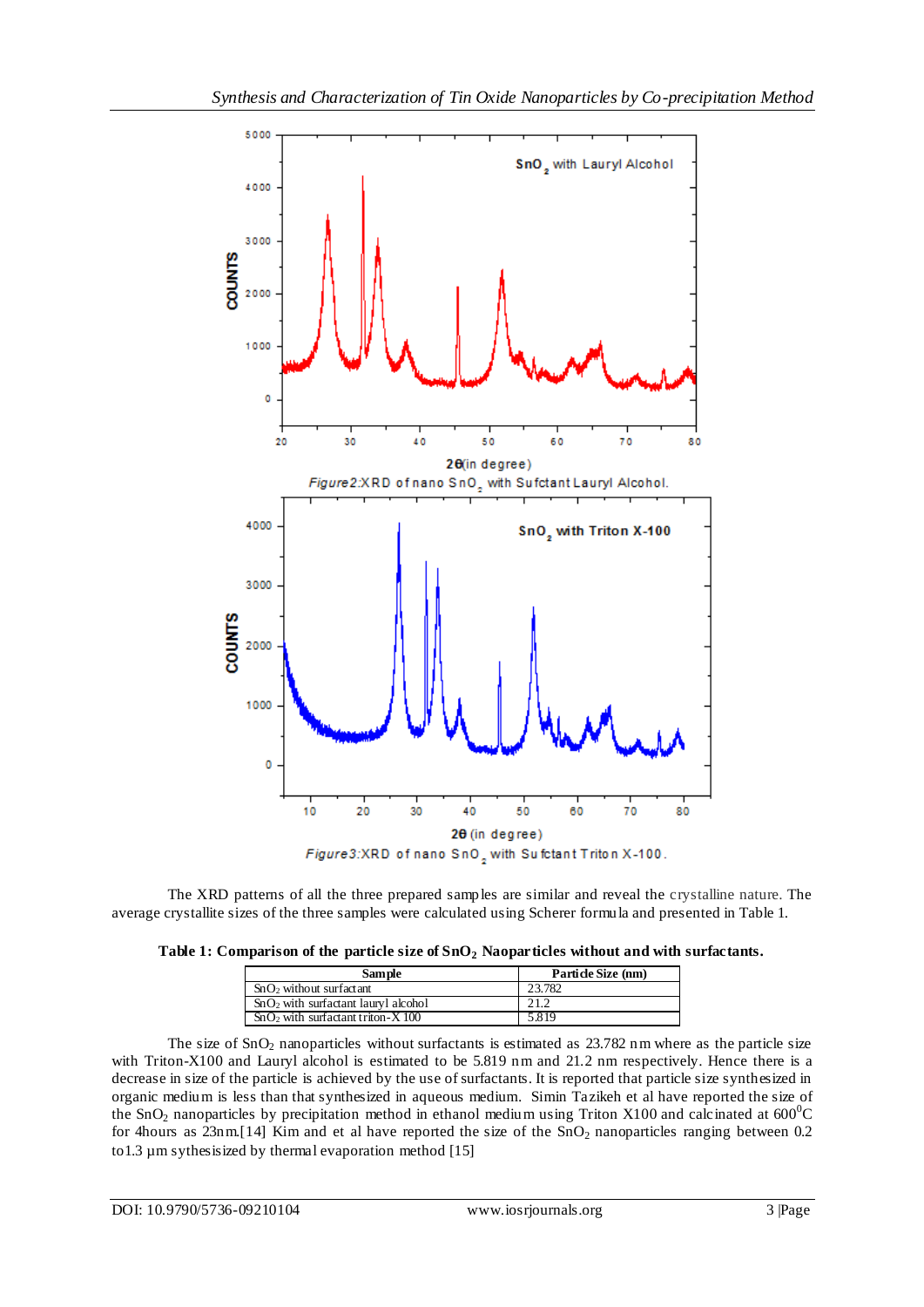Figure2:XRD of nano $SnO_2$ with Sufctant Lauryl Alcohol.

Figure3:XRD of nano $SnO_2$ with Sufctant Triton X-100.

The XRD patterns of all the three prepared samples are similar and reveal the crystalline nature. The average crystallite sizes of the three samples were calculated using Scherer formula and presented in Table 1.

**Table 1: Comparison of the particle size of $SnO_2$ Naoparticles without and with surfactants.**

| Sample | Particle Size (nm) |
|---|---|
| $SnO_2$ without surfactant | 23.782 |
| $SnO_2$ with surfactant lauryl alcohol | 21.2 |
| $SnO_2$ with surfactant triton-X 100 | 5.819 |

The size of $SnO_2$ nanoparticles without surfactants is estimated as 23.782 nm where as the particle size with Triton-X100 and Lauryl alcohol is estimated to be 5.819 nm and 21.2 nm respectively. Hence there is a decrease in size of the particle is achieved by the use of surfactants. It is reported that particle size synthesized in organic medium is less than that synthesized in aqueous medium. Simin Tazikeh et al have reported the size of the $SnO_2$ nanoparticles by precipitation method in ethanol medium using Triton X100 and calcinated at $600^0$C for 4hours as 23nm.[14] Kim and et al have reported the size of the $SnO_2$ nanoparticles ranging between 0.2 to1.3 µm sythesisized by thermal evaporation method [15]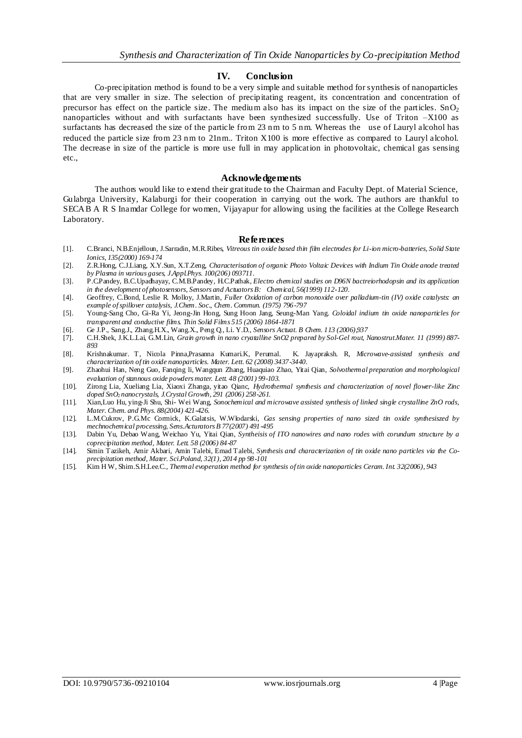## IV. Conclusion

Co-precipitation method is found to be a very simple and suitable method for synthesis of nanoparticles that are very smaller in size. The selection of precipitating reagent, its concentration and concentration of precursor has effect on the particle size. The medium also has its impact on the size of the particles. $SnO_2$ nanoparticles without and with surfactants have been synthesized successfully. Use of Triton –X100 as surfactants has decreased the size of the particle from 23 nm to 5 nm. Whereas the use of Lauryl alcohol has reduced the particle size from 23 nm to 21nm.. Triton X100 is more effective as compared to Lauryl alcohol. The decrease in size of the particle is more use full in may application in photovoltaic, chemical gas sensing etc.,

## Acknowledgements

The authors would like to extend their gratitude to the Chairman and Faculty Dept. of Material Science, Gulabrga University, Kalaburgi for their cooperation in carrying out the work. The authors are thankful to SECAB A R S Inamdar College for women, Vijayapur for allowing using the facilities at the College Research Laboratory.

## References

[1]. C.Branci, N.B.Enjelloun, J.Sarradin, M.R.Ribes, *Vitreous tin oxide based thin film electrodes for Li-ion micro-batteries, Solid State Ionics, 135(2000) 169-174*

[2]. Z.R.Hong, C.J.Liang, X.Y.Sun, X.T.Zeng, *Characterisation of organic Photo Voltaic Devices with Indium Tin Oxide anode treated by Plasma in various gases, J.Appl.Phys. 100(206) 093711.*

[3]. P.C.Pandey, B.C.Upadhayay, C.M.B.Pandey, H.C.Pathak, *Electro chemical studies on D96N bactreiorhodopsin and its application in the development of photosensors, Sensors and Actuators B: Chemical, 56(1999) 112-120.*

[4]. Geoffrey, C.Bond, Leslie R. Molloy, J.Martin, *Fuller Oxidation of carbon monoxide over palladium-tin (IV) oxide catalysts: an example of spillover catalysis, J.Chem. Soc., Chem. Commun. (1975) 796-797*

[5]. Young-Sang Cho, Gi-Ra Yi, Jeong-Jin Hong, Sung Hoon Jang, Seung-Man Yang. *Coloidal indium tin oxide nanoparticles for transparent and conductive films. Thin Solid Films 515 (2006) 1864-1871*

[6]. Ge J.P., Sang.J., Zhang.H.X., Wang.X., Peng Q., Li. Y.D., *Sensors Actuat. B Chem. 113 (2006),937*

[7]. C.H.Shek, J.K.L.Lai, G.M.Lin, *Grain growth in nano cryatalline SnO2 prepared by Sol-Gel rout, Nanostrut.Mater. 11 (1999) 887-893*

[8]. Krishnakumar. T, Nicola Pinna,Prasanna Kumari.K, Perumal. K. Jayapraksh. R, *Microwave-assisted synthesis and characterization of tin oxide nanoparticles. Mater. Lett. 62 (2008) 3437-3440.*

[9]. Zhaohui Han, Neng Guo, Fanqing li, Wangqun Zhang, Huaquiao Zhao, Yitai Qian, *Solvothermal preparation and morphological evaluation of stannous oxide powders mater. Lett. 48 (2001) 99-103.*

[10]. Zirong Lia, Xueliang Lia, Xiaoxi Zhanga, yitao Qianc, *Hydrothermal synthesis and characterization of novel flower-like Zinc doped $SnO_2$ nanocrystals, J.Crystal Growth, 291 (2006) 258-261.*

[11]. Xian,Luo Hu, ying-Ji Shu, Shi- Wei Wang, *Sonochemical and microwave assisted synthesis of linked single crystalline ZnO rods, Mater. Chem. and Phys. 88(2004) 421-426.*

[12]. L.M.Cukrov, P.G.Mc Cormick, K.Galatsis, W.Wlodarski, *Gas sensing properties of nano sized tin oxide synthesiszed by mechnochemical processing, Sens.Acturators B 77(2007) 491-495*

[13]. Dabin Yu, Debao Wang, Weichao Yu, Yitai Qian, *Syntheisis of ITO nanowires and nano rodes with corundum structure by a coprecipitation method, Mater. Lett. 58 (2006) 84-87*

[14]. Simin Tazikeh, Amir Akbari, Amin Talebi, Emad Talebi, *Synthesis and characterization of tin oxide nano particles via the Co-precipitation method, Mater. Sci.Poland, 32(1), 2014 pp 98-101*

[15]. Kim H W, Shim.S.H.Lee.C., *Thermal evoperation method for synthesis of tin oxide nanoparticles Ceram. Int. 32(2006), 943*